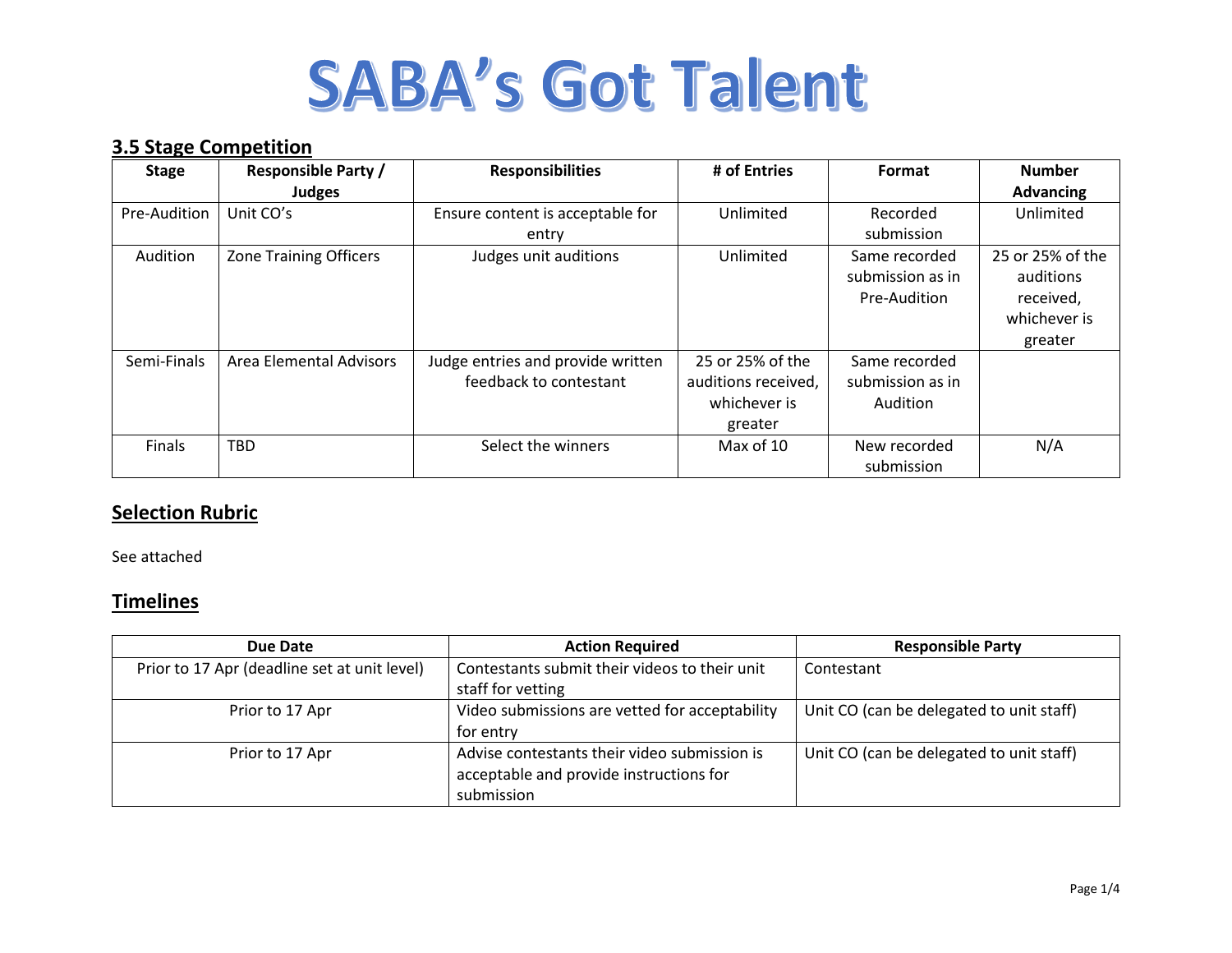# SABA's Got Talent

## 3.5 Stage Competition

| Stage | Responsible Party / Judges | Responsibilities | # of Entries | Format | Number Advancing |
|---|---|---|---|---|---|
| Pre-Audition | Unit CO's | Ensure content is acceptable for entry | Unlimited | Recorded submission | Unlimited |
| Audition | Zone Training Officers | Judges unit auditions | Unlimited | Same recorded submission as in Pre-Audition | 25 or 25% of the auditions received, whichever is greater |
| Semi-Finals | Area Elemental Advisors | Judge entries and provide written feedback to contestant | 25 or 25% of the auditions received, whichever is greater | Same recorded submission as in Audition | |
| Finals | TBD | Select the winners | Max of 10 | New recorded submission | N/A |

## Selection Rubric

See attached

## Timelines

| Due Date | Action Required | Responsible Party |
|---|---|---|
| Prior to 17 Apr (deadline set at unit level) | Contestants submit their videos to their unit staff for vetting | Contestant |
| Prior to 17 Apr | Video submissions are vetted for acceptability for entry | Unit CO (can be delegated to unit staff) |
| Prior to 17 Apr | Advise contestants their video submission is acceptable and provide instructions for submission | Unit CO (can be delegated to unit staff) |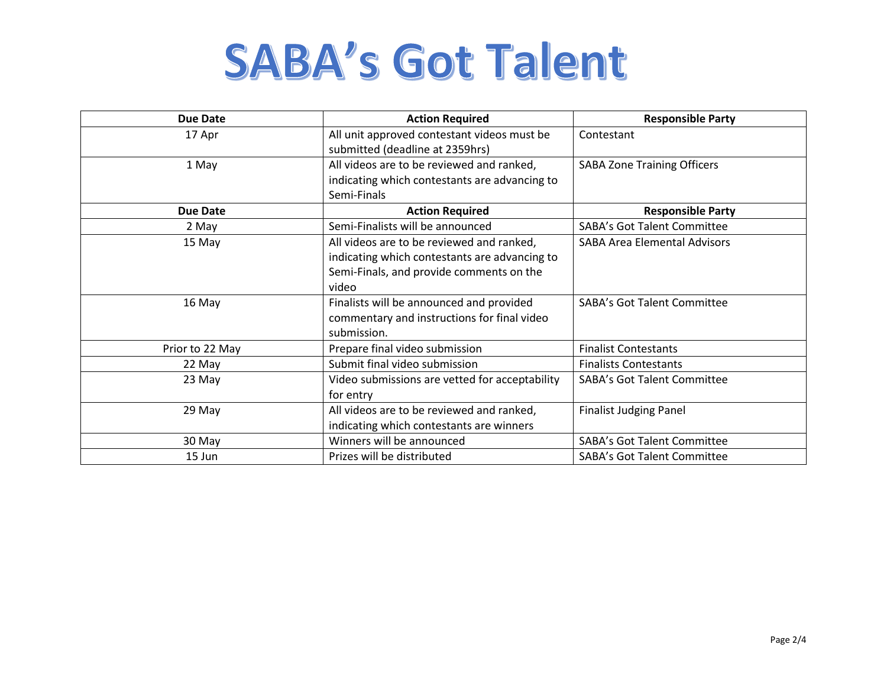# SABA's Got Talent

| Due Date | Action Required | Responsible Party |
|---|---|---|
| 17 Apr | All unit approved contestant videos must be submitted (deadline at 2359hrs) | Contestant |
| 1 May | All videos are to be reviewed and ranked, indicating which contestants are advancing to Semi-Finals | SABA Zone Training Officers |
| **Due Date** | **Action Required** | **Responsible Party** |
| 2 May | Semi-Finalists will be announced | SABA's Got Talent Committee |
| 15 May | All videos are to be reviewed and ranked, indicating which contestants are advancing to Semi-Finals, and provide comments on the video | SABA Area Elemental Advisors |
| 16 May | Finalists will be announced and provided commentary and instructions for final video submission. | SABA's Got Talent Committee |
| Prior to 22 May | Prepare final video submission | Finalist Contestants |
| 22 May | Submit final video submission | Finalists Contestants |
| 23 May | Video submissions are vetted for acceptability for entry | SABA's Got Talent Committee |
| 29 May | All videos are to be reviewed and ranked, indicating which contestants are winners | Finalist Judging Panel |
| 30 May | Winners will be announced | SABA's Got Talent Committee |
| 15 Jun | Prizes will be distributed | SABA's Got Talent Committee |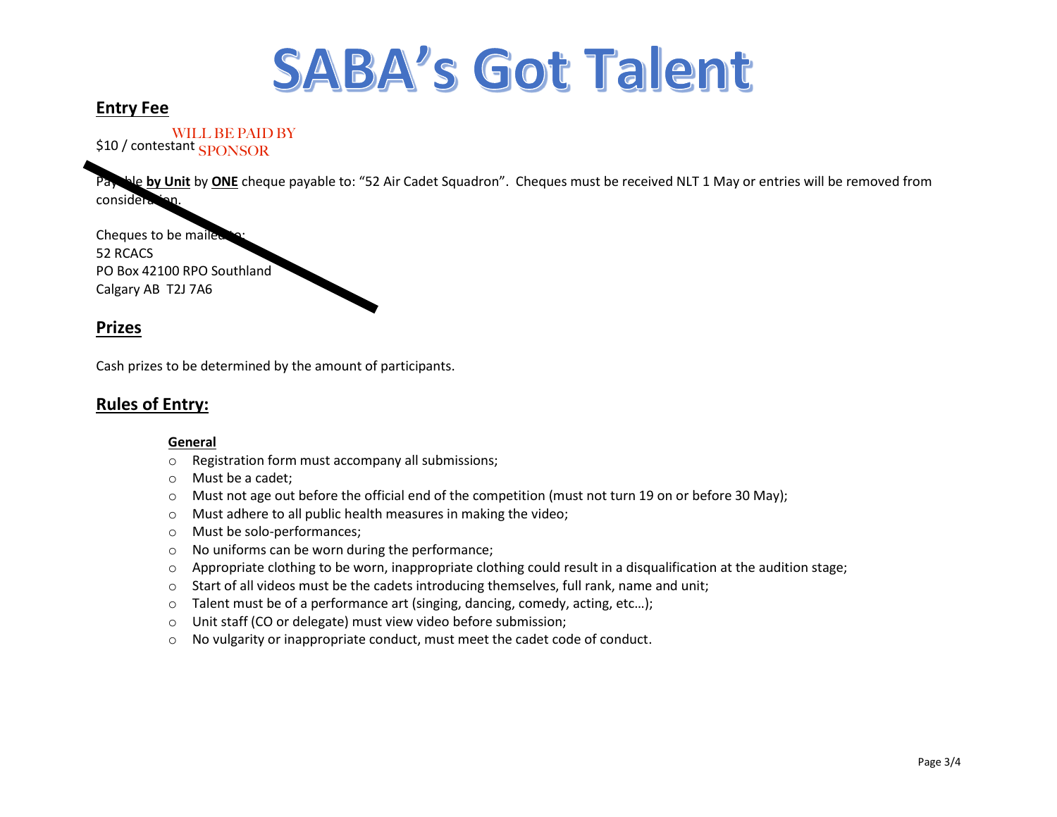# SABA's Got Talent

## Entry Fee

$10 / contestant WILL BE PAID BY SPONSOR

Payable **by Unit** by **ONE** cheque payable to: "52 Air Cadet Squadron". Cheques must be received NLT 1 May or entries will be removed from consideration.

Cheques to be mailed to:
52 RCACS
PO Box 42100 RPO Southland
Calgary AB T2J 7A6

## Prizes

Cash prizes to be determined by the amount of participants.

## Rules of Entry:

### General

- Registration form must accompany all submissions;
- Must be a cadet;
- Must not age out before the official end of the competition (must not turn 19 on or before 30 May);
- Must adhere to all public health measures in making the video;
- Must be solo-performances;
- No uniforms can be worn during the performance;
- Appropriate clothing to be worn, inappropriate clothing could result in a disqualification at the audition stage;
- Start of all videos must be the cadets introducing themselves, full rank, name and unit;
- Talent must be of a performance art (singing, dancing, comedy, acting, etc…);
- Unit staff (CO or delegate) must view video before submission;
- No vulgarity or inappropriate conduct, must meet the cadet code of conduct.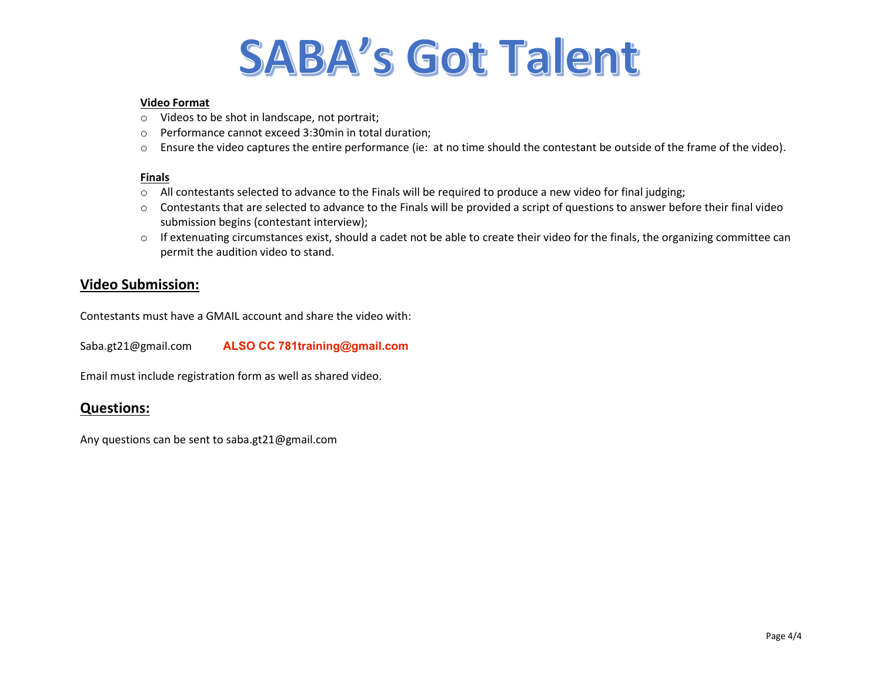# SABA's Got Talent

**Video Format**

- Videos to be shot in landscape, not portrait;
- Performance cannot exceed 3:30min in total duration;
- Ensure the video captures the entire performance (ie: at no time should the contestant be outside of the frame of the video).

**Finals**

- All contestants selected to advance to the Finals will be required to produce a new video for final judging;
- Contestants that are selected to advance to the Finals will be provided a script of questions to answer before their final video submission begins (contestant interview);
- If extenuating circumstances exist, should a cadet not be able to create their video for the finals, the organizing committee can permit the audition video to stand.

## Video Submission:

Contestants must have a GMAIL account and share the video with:

Saba.gt21@gmail.com **ALSO CC 781training@gmail.com**

Email must include registration form as well as shared video.

## Questions:

Any questions can be sent to saba.gt21@gmail.com